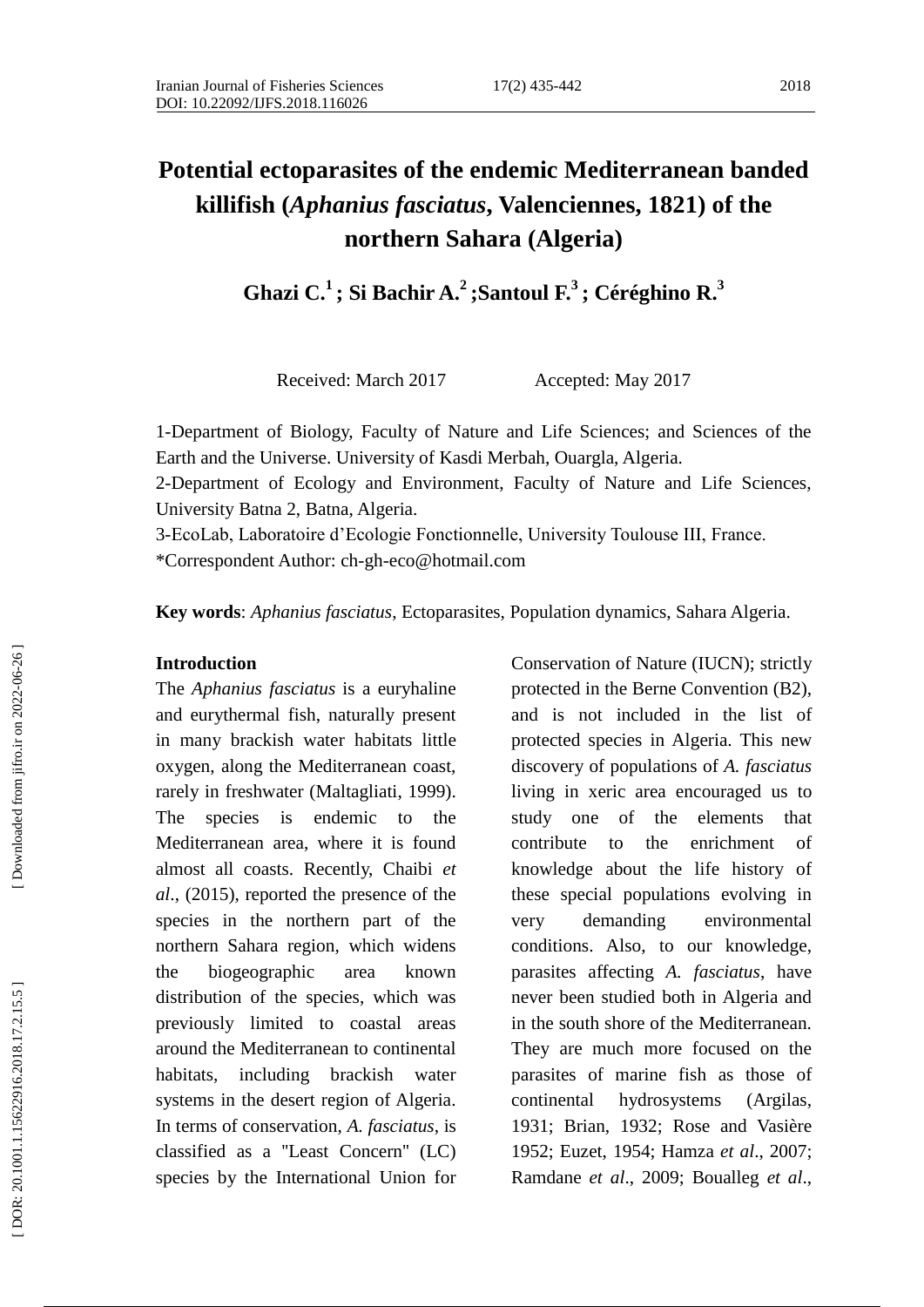# Potential ectoparasites of the endemic Mediterranean banded killifish (*Aphanius fasciatus*, Valenciennes, 1821) of the northern Sahara (Algeria)

**Ghazi C.[1] ; Si Bachir A.[2] ;Santoul F.[3] ; Céréghino R.[3]**

Received: March 2017 Accepted: May 2017

1-Department of Biology, Faculty of Nature and Life Sciences; and Sciences of the Earth and the Universe. University of Kasdi Merbah, Ouargla, Algeria.

2-Department of Ecology and Environment, Faculty of Nature and Life Sciences, University Batna 2, Batna, Algeria.

3-EcoLab, Laboratoire d'Ecologie Fonctionnelle, University Toulouse III, France.

*Correspondent Author: ch-gh-eco@hotmail.com

**Key words**: *Aphanius fasciatus*, Ectoparasites, Population dynamics, Sahara Algeria.

## Introduction

The *Aphanius fasciatus* is a euryhaline and eurythermal fish, naturally present in many brackish water habitats little oxygen, along the Mediterranean coast, rarely in freshwater (Maltagliati, 1999). The species is endemic to the Mediterranean area, where it is found almost all coasts. Recently, Chaibi *et al*., (2015), reported the presence of the species in the northern part of the northern Sahara region, which widens the biogeographic area known distribution of the species, which was previously limited to coastal areas around the Mediterranean to continental habitats, including brackish water systems in the desert region of Algeria. In terms of conservation, *A. fasciatus*, is classified as a "Least Concern" (LC) species by the International Union for Conservation of Nature (IUCN); strictly protected in the Berne Convention (B2), and is not included in the list of protected species in Algeria. This new discovery of populations of *A. fasciatus* living in xeric area encouraged us to study one of the elements that contribute to the enrichment of knowledge about the life history of these special populations evolving in very demanding environmental conditions. Also, to our knowledge, parasites affecting *A. fasciatus*, have never been studied both in Algeria and in the south shore of the Mediterranean. They are much more focused on the parasites of marine fish as those of continental hydrosystems (Argilas, 1931; Brian, 1932; Rose and Vasière 1952; Euzet, 1954; Hamza *et al*., 2007; Ramdane *et al*., 2009; Boualleg *et al*.,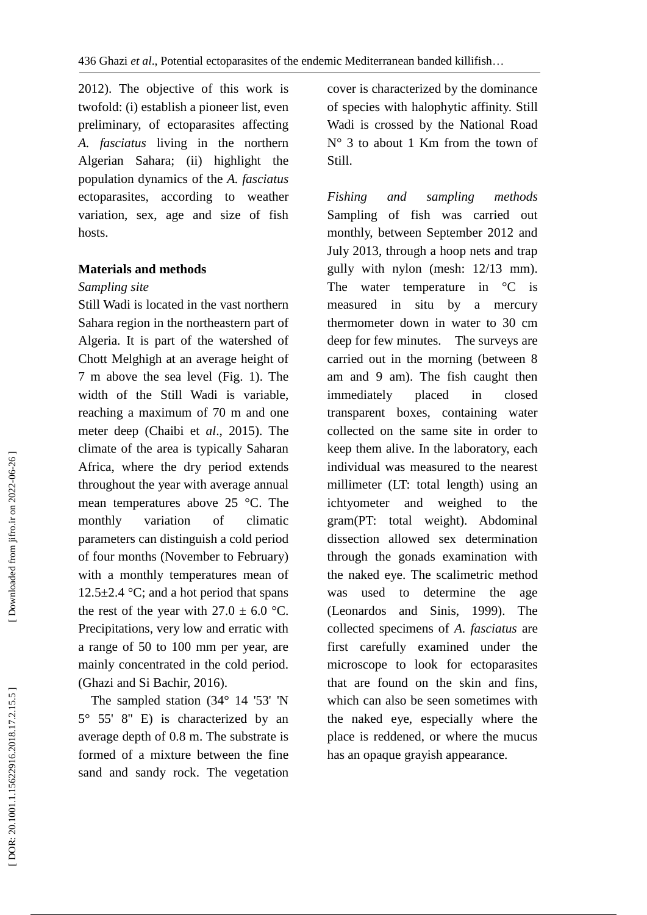2012). The objective of this work is twofold: (i) establish a pioneer list, even preliminary, of ectoparasites affecting *A. fasciatus* living in the northern Algerian Sahara; (ii) highlight the population dynamics of the *A. fasciatus* ectoparasites, according to weather variation, sex, age and size of fish hosts.

## Materials and methods

*Sampling site*

Still Wadi is located in the vast northern Sahara region in the northeastern part of Algeria. It is part of the watershed of Chott Melghigh at an average height of 7 m above the sea level (Fig. 1). The width of the Still Wadi is variable, reaching a maximum of 70 m and one meter deep (Chaibi et *al*., 2015). The climate of the area is typically Saharan Africa, where the dry period extends throughout the year with average annual mean temperatures above 25 °C. The monthly variation of climatic parameters can distinguish a cold period of four months (November to February) with a monthly temperatures mean of 12.5±2.4 °C; and a hot period that spans the rest of the year with 27.0 ± 6.0 °C. Precipitations, very low and erratic with a range of 50 to 100 mm per year, are mainly concentrated in the cold period. (Ghazi and Si Bachir, 2016).

The sampled station (34° 14 '53' 'N 5° 55' 8" E) is characterized by an average depth of 0.8 m. The substrate is formed of a mixture between the fine sand and sandy rock. The vegetation cover is characterized by the dominance of species with halophytic affinity. Still Wadi is crossed by the National Road N° 3 to about 1 Km from the town of Still.

*Fishing and sampling methods*

Sampling of fish was carried out monthly, between September 2012 and July 2013, through a hoop nets and trap gully with nylon (mesh: 12/13 mm). The water temperature in °C is measured in situ by a mercury thermometer down in water to 30 cm deep for few minutes. The surveys are carried out in the morning (between 8 am and 9 am). The fish caught then immediately placed in closed transparent boxes, containing water collected on the same site in order to keep them alive. In the laboratory, each individual was measured to the nearest millimeter (LT: total length) using an ichtyometer and weighed to the gram(PT: total weight). Abdominal dissection allowed sex determination through the gonads examination with the naked eye. The scalimetric method was used to determine the age (Leonardos and Sinis, 1999). The collected specimens of *A. fasciatus* are first carefully examined under the microscope to look for ectoparasites that are found on the skin and fins, which can also be seen sometimes with the naked eye, especially where the place is reddened, or where the mucus has an opaque grayish appearance.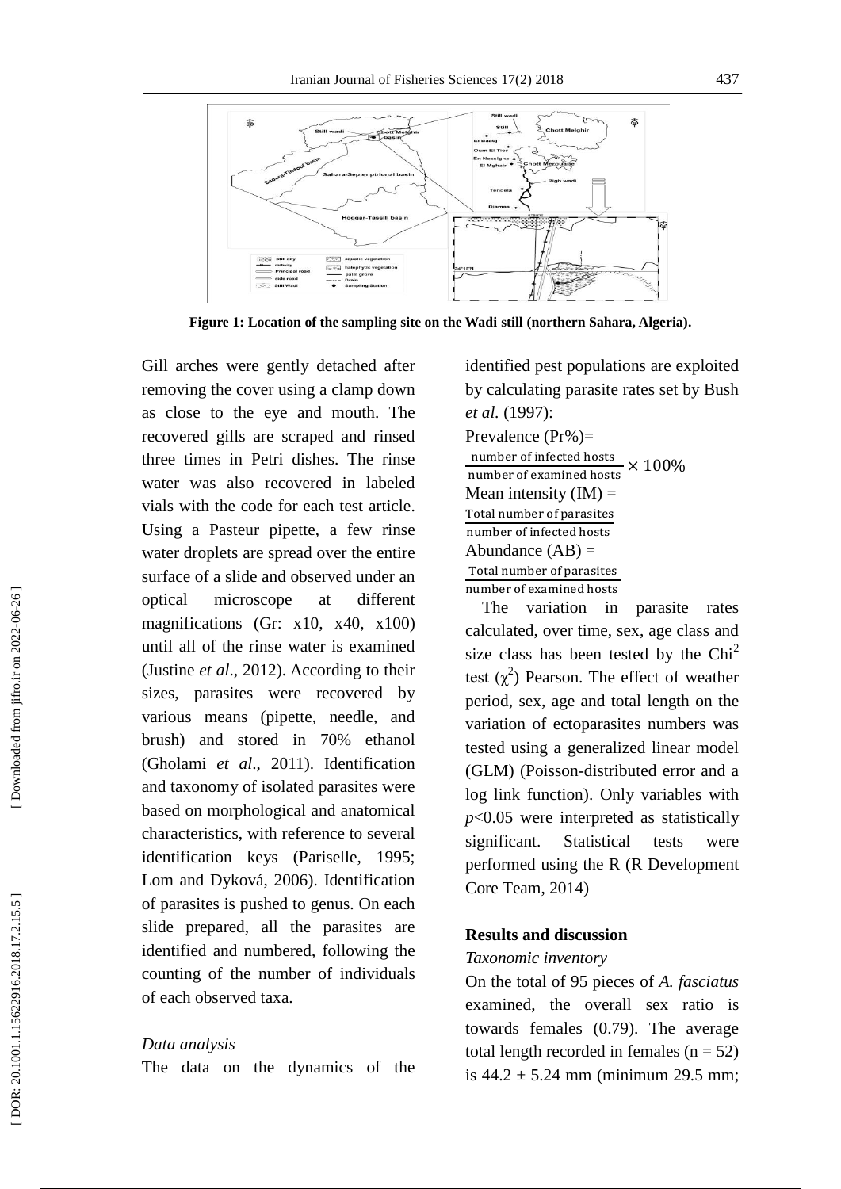Figure 1: Location of the sampling site on the Wadi still (northern Sahara, Algeria).

Gill arches were gently detached after removing the cover using a clamp down as close to the eye and mouth. The recovered gills are scraped and rinsed three times in Petri dishes. The rinse water was also recovered in labeled vials with the code for each test article. Using a Pasteur pipette, a few rinse water droplets are spread over the entire surface of a slide and observed under an optical microscope at different magnifications (Gr: x10, x40, x100) until all of the rinse water is examined (Justine *et al*., 2012). According to their sizes, parasites were recovered by various means (pipette, needle, and brush) and stored in 70% ethanol (Gholami *et al*., 2011). Identification and taxonomy of isolated parasites were based on morphological and anatomical characteristics, with reference to several identification keys (Pariselle, 1995; Lom and Dyková, 2006). Identification of parasites is pushed to genus. On each slide prepared, all the parasites are identified and numbered, following the counting of the number of individuals of each observed taxa.

*Data analysis*

The data on the dynamics of the identified pest populations are exploited by calculating parasite rates set by Bush *et al.* (1997):

Prevalence (Pr%)=

$$\frac{\text{number of infected hosts}}{\text{number of examined hosts}} \times 100\%$$

Mean intensity (IM) =

$$\frac{\text{Total number of parasites}}{\text{number of infected hosts}}$$

Abundance (AB) =

$$\frac{\text{Total number of parasites}}{\text{number of examined hosts}}$$

The variation in parasite rates calculated, over time, sex, age class and size class has been tested by the Chi$^2$ test ($\chi^2$) Pearson. The effect of weather period, sex, age and total length on the variation of ectoparasites numbers was tested using a generalized linear model (GLM) (Poisson-distributed error and a log link function). Only variables with $p<0.05$ were interpreted as statistically significant. Statistical tests were performed using the R (R Development Core Team, 2014)

## Results and discussion

*Taxonomic inventory*

On the total of 95 pieces of *A. fasciatus* examined, the overall sex ratio is towards females (0.79). The average total length recorded in females (n = 52) is 44.2 ± 5.24 mm (minimum 29.5 mm;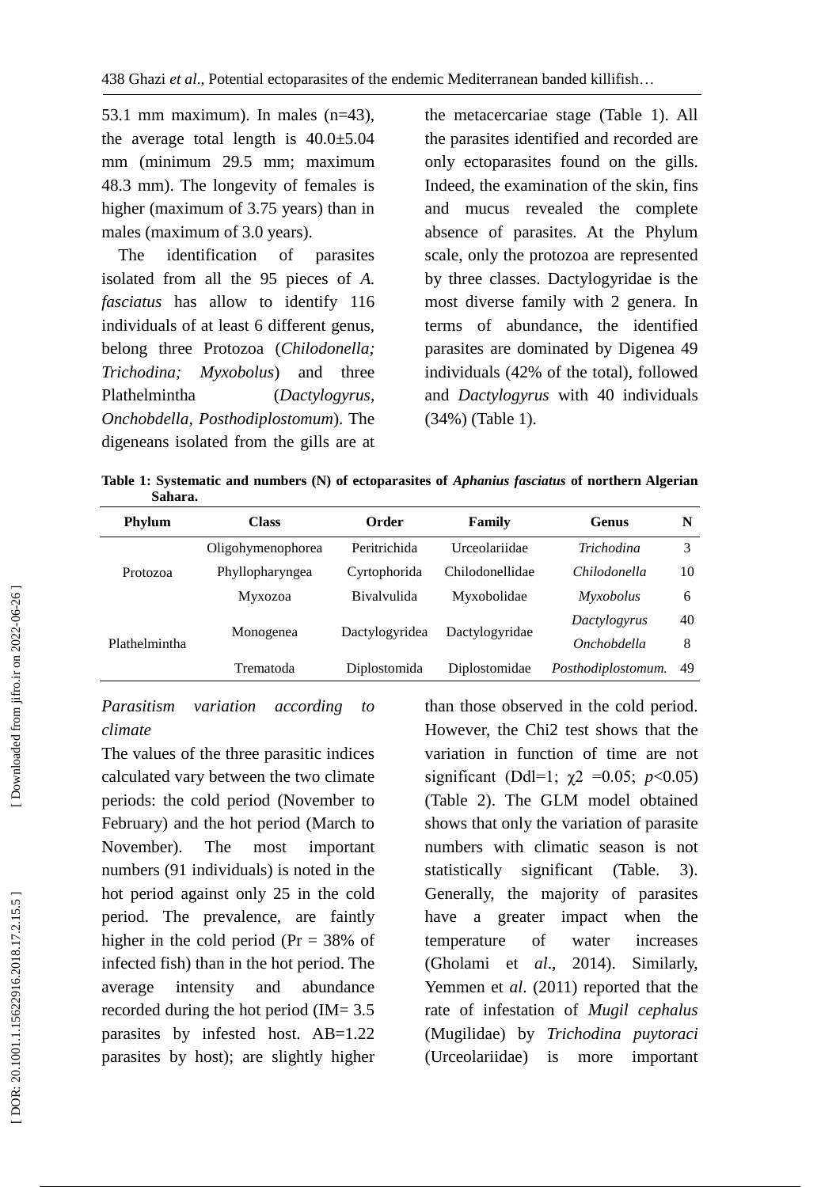53.1 mm maximum). In males (n=43), the average total length is 40.0±5.04 mm (minimum 29.5 mm; maximum 48.3 mm). The longevity of females is higher (maximum of 3.75 years) than in males (maximum of 3.0 years).

The identification of parasites isolated from all the 95 pieces of *A. fasciatus* has allow to identify 116 individuals of at least 6 different genus, belong three Protozoa (*Chilodonella; Trichodina; Myxobolus*) and three Plathelmintha (*Dactylogyrus*, *Onchobdella*, *Posthodiplostomum*). The digeneans isolated from the gills are at the metacercariae stage (Table 1). All the parasites identified and recorded are only ectoparasites found on the gills. Indeed, the examination of the skin, fins and mucus revealed the complete absence of parasites. At the Phylum scale, only the protozoa are represented by three classes. Dactylogyridae is the most diverse family with 2 genera. In terms of abundance, the identified parasites are dominated by Digenea 49 individuals (42% of the total), followed and *Dactylogyrus* with 40 individuals (34%) (Table 1).

**Table 1: Systematic and numbers (N) of ectoparasites of *Aphanius fasciatus* of northern Algerian Sahara.**

| Phylum | Class | Order | Family | Genus | N |
|---|---|---|---|---|---|
| Protozoa | Oligohymenophorea | Peritrichida | Urceolariidae | *Trichodina* | 3 |
| | Phyllopharyngea | Cyrtophorida | Chilodonellidae | *Chilodonella* | 10 |
| | Myxozoa | Bivalvulida | Myxobolidae | *Myxobolus* | 6 |
| Plathelmintha | Monogenea | Dactylogyridea | Dactylogyridae | *Dactylogyrus* | 40 |
| | | | | *Onchobdella* | 8 |
| | Trematoda | Diplostomida | Diplostomidae | *Posthodiplostomum.* | 49 |

*Parasitism variation according to climate*

The values of the three parasitic indices calculated vary between the two climate periods: the cold period (November to February) and the hot period (March to November). The most important numbers (91 individuals) is noted in the hot period against only 25 in the cold period. The prevalence, are faintly higher in the cold period (Pr = 38% of infected fish) than in the hot period. The average intensity and abundance recorded during the hot period (IM= 3.5 parasites by infested host. AB=1.22 parasites by host); are slightly higher than those observed in the cold period. However, the Chi2 test shows that the variation in function of time are not significant (Ddl=1; $\chi2$ =0.05; $p$<0.05) (Table 2). The GLM model obtained shows that only the variation of parasite numbers with climatic season is not statistically significant (Table. 3). Generally, the majority of parasites have a greater impact when the temperature of water increases (Gholami et *al*., 2014). Similarly, Yemmen et *al*. (2011) reported that the rate of infestation of *Mugil cephalus* (Mugilidae) by *Trichodina puytoraci* (Urceolariidae) is more important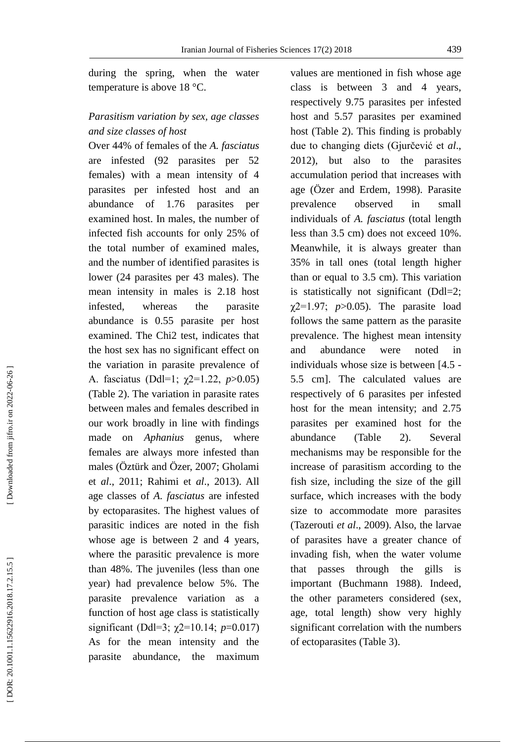during the spring, when the water temperature is above 18 °C.

*Parasitism variation by sex, age classes and size classes of host*

Over 44% of females of the *A. fasciatus* are infested (92 parasites per 52 females) with a mean intensity of 4 parasites per infested host and an abundance of 1.76 parasites per examined host. In males, the number of infected fish accounts for only 25% of the total number of examined males, and the number of identified parasites is lower (24 parasites per 43 males). The mean intensity in males is 2.18 host infested, whereas the parasite abundance is 0.55 parasite per host examined. The Chi2 test, indicates that the host sex has no significant effect on the variation in parasite prevalence of A. fasciatus (Ddl=1; $\chi 2=1.22$, $p>0.05$) (Table 2). The variation in parasite rates between males and females described in our work broadly in line with findings made on *Aphanius* genus, where females are always more infested than males (Öztürk and Özer, 2007; Gholami et *al*., 2011; Rahimi et *al*., 2013). All age classes of *A. fasciatus* are infested by ectoparasites. The highest values of parasitic indices are noted in the fish whose age is between 2 and 4 years, where the parasitic prevalence is more than 48%. The juveniles (less than one year) had prevalence below 5%. The parasite prevalence variation as a function of host age class is statistically significant (Ddl=3; $\chi 2=10.14$; $p=0.017$) As for the mean intensity and the parasite abundance, the maximum values are mentioned in fish whose age class is between 3 and 4 years, respectively 9.75 parasites per infested host and 5.57 parasites per examined host (Table 2). This finding is probably due to changing diets (Gjurčević et *al*., 2012), but also to the parasites accumulation period that increases with age (Özer and Erdem, 1998). Parasite prevalence observed in small individuals of *A. fasciatus* (total length less than 3.5 cm) does not exceed 10%. Meanwhile, it is always greater than 35% in tall ones (total length higher than or equal to 3.5 cm). This variation is statistically not significant (Ddl=2; $\chi 2=1.97$; $p>0.05$). The parasite load follows the same pattern as the parasite prevalence. The highest mean intensity and abundance were noted in individuals whose size is between [4.5 - 5.5 cm]. The calculated values are respectively of 6 parasites per infested host for the mean intensity; and 2.75 parasites per examined host for the abundance (Table 2). Several mechanisms may be responsible for the increase of parasitism according to the fish size, including the size of the gill surface, which increases with the body size to accommodate more parasites (Tazerouti *et al*., 2009). Also, the larvae of parasites have a greater chance of invading fish, when the water volume that passes through the gills is important (Buchmann 1988). Indeed, the other parameters considered (sex, age, total length) show very highly significant correlation with the numbers of ectoparasites (Table 3).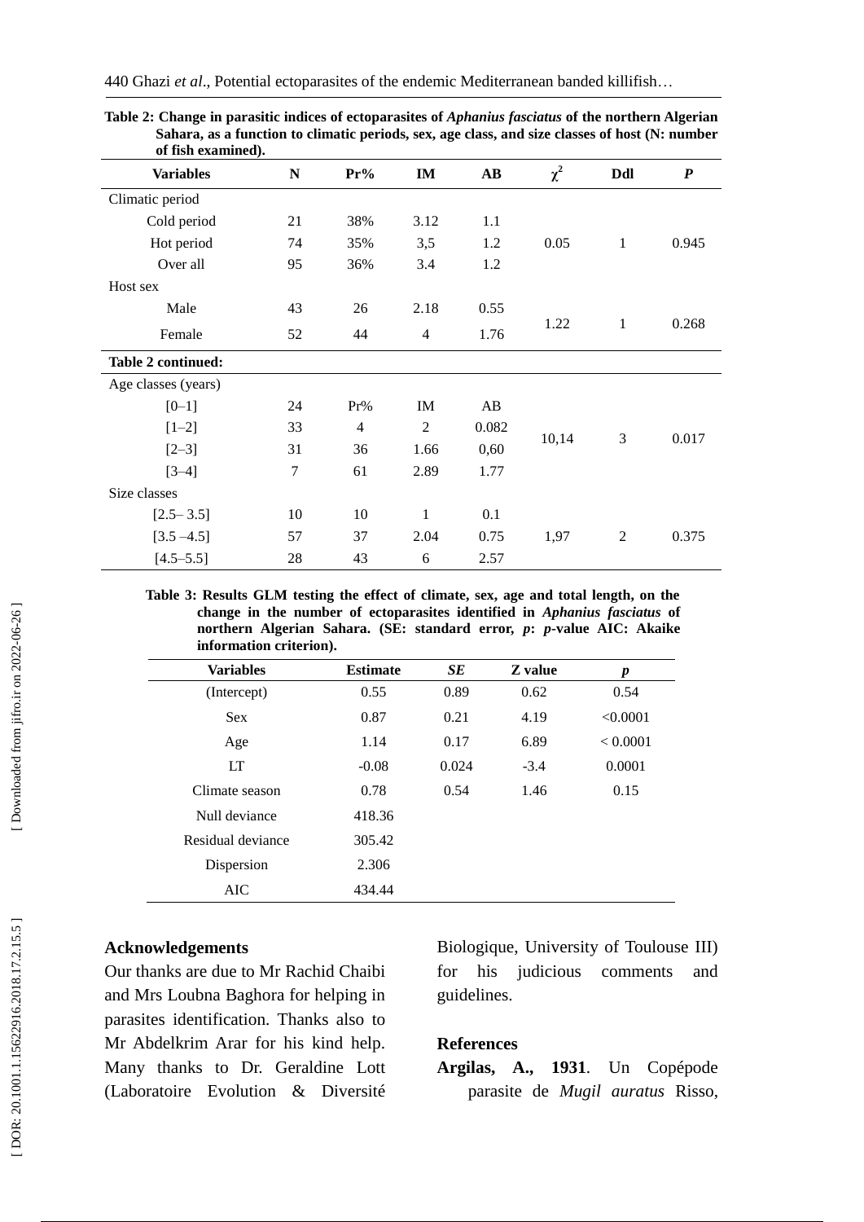**Table 2: Change in parasitic indices of ectoparasites of *Aphanius fasciatus* of the northern Algerian Sahara, as a function to climatic periods, sex, age class, and size classes of host (N: number of fish examined).**

| Variables | N | Pr% | IM | AB | $\chi^2$ | Ddl | *P* |
|---|---|---|---|---|---|---|---|
| Climatic period | | | | | | | |
| Cold period | 21 | 38% | 3.12 | 1.1 | | | |
| Hot period | 74 | 35% | 3,5 | 1.2 | 0.05 | 1 | 0.945 |
| Over all | 95 | 36% | 3.4 | 1.2 | | | |
| Host sex | | | | | | | |
| Male | 43 | 26 | 2.18 | 0.55 | 1.22 | 1 | 0.268 |
| Female | 52 | 44 | 4 | 1.76 | | | |
| **Table 2 continued:** | | | | | | | |
| Age classes (years) | | | | | | | |
| [0–1] | 24 | Pr% | IM | AB | | | |
| [1–2] | 33 | 4 | 2 | 0.082 | 10,14 | 3 | 0.017 |
| [2–3] | 31 | 36 | 1.66 | 0,60 | | | |
| [3–4] | 7 | 61 | 2.89 | 1.77 | | | |
| Size classes | | | | | | | |
| [2.5– 3.5] | 10 | 10 | 1 | 0.1 | | | |
| [3.5 –4.5] | 57 | 37 | 2.04 | 0.75 | 1,97 | 2 | 0.375 |
| [4.5–5.5] | 28 | 43 | 6 | 2.57 | | | |

**Table 3: Results GLM testing the effect of climate, sex, age and total length, on the change in the number of ectoparasites identified in *Aphanius fasciatus* of northern Algerian Sahara. (SE: standard error, *p*: *p*-value AIC: Akaike information criterion).**

| Variables | Estimate | *SE* | Z value | *p* |
|---|---|---|---|---|
| (Intercept) | 0.55 | 0.89 | 0.62 | 0.54 |
| Sex | 0.87 | 0.21 | 4.19 | <0.0001 |
| Age | 1.14 | 0.17 | 6.89 | < 0.0001 |
| LT | -0.08 | 0.024 | -3.4 | 0.0001 |
| Climate season | 0.78 | 0.54 | 1.46 | 0.15 |
| Null deviance | 418.36 | | | |
| Residual deviance | 305.42 | | | |
| Dispersion | 2.306 | | | |
| AIC | 434.44 | | | |

## Acknowledgements

Our thanks are due to Mr Rachid Chaibi and Mrs Loubna Baghora for helping in parasites identification. Thanks also to Mr Abdelkrim Arar for his kind help. Many thanks to Dr. Geraldine Lott (Laboratoire Evolution & Diversité Biologique, University of Toulouse III) for his judicious comments and guidelines.

## References

**Argilas, A., 1931**. Un Copépode parasite de *Mugil auratus* Risso,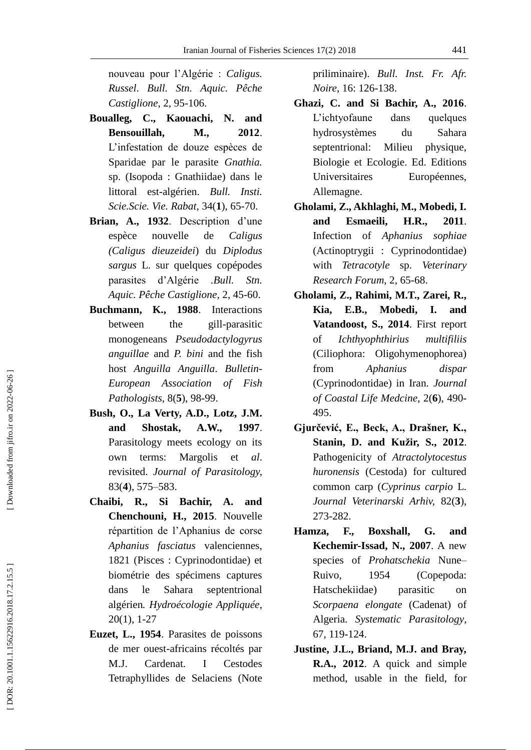nouveau pour l'Algérie : *Caligus. Russel*. *Bull. Stn. Aquic. Pêche Castiglione,* 2, 95-106.

**Boualleg, C., Kaouachi, N. and Bensouillah, M., 2012**. L'infestation de douze espèces de Sparidae par le parasite *Gnathia.* sp. (Isopoda : Gnathiidae) dans le littoral est-algérien. *Bull. Insti. Scie.Scie. Vie. Rabat*, 34(**1**), 65-70.

**Brian, A., 1932**. Description d'une espèce nouvelle de *Caligus (Caligus dieuzeidei*) du *Diplodus sargus* L. sur quelques copépodes parasites d'Algérie *.Bull. Stn. Aquic. Pêche Castiglione,* 2, 45-60.

**Buchmann, K., 1988**. Interactions between the gill-parasitic monogeneans *Pseudodactylogyrus anguillae* and *P. bini* and the fish host *Anguilla Anguilla*. *Bulletin-European Association of Fish Pathologists*, 8(**5**), 98-99.

**Bush, O., La Verty, A.D., Lotz, J.M. and Shostak, A.W., 1997**. Parasitology meets ecology on its own terms: Margolis et *al*. revisited. *Journal of Parasitology,* 83(**4**), 575–583.

**Chaibi, R., Si Bachir, A. and Chenchouni, H., 2015**. Nouvelle répartition de l'Aphanius de corse *Aphanius fasciatus* valenciennes, 1821 (Pisces : Cyprinodontidae) et biométrie des spécimens captures dans le Sahara septentrional algérien*. Hydroécologie Appliquée*, 20(1), 1-27

**Euzet, L., 1954**. Parasites de poissons de mer ouest-africains récoltés par M.J. Cardenat. I Cestodes Tetraphyllides de Selaciens (Note priliminaire). *Bull. Inst. Fr. Afr. Noire*, 16: 126-138.

**Ghazi, C. and Si Bachir, A., 2016**. L'ichtyofaune dans quelques hydrosystèmes du Sahara septentrional: Milieu physique, Biologie et Ecologie. Ed. Editions Universitaires Européennes, Allemagne.

**Gholami, Z., Akhlaghi, M., Mobedi, I. and Esmaeili, H.R., 2011**. Infection of *Aphanius sophiae* (Actinoptrygii : Cyprinodontidae) with *Tetracotyle* sp. *Veterinary Research Forum*, 2, 65-68.

**Gholami, Z., Rahimi, M.T., Zarei, R., Kia, E.B., Mobedi, I. and Vatandoost, S., 2014**. First report of *Ichthyophthirius multifiliis* (Ciliophora: Oligohymenophorea) from *Aphanius dispar* (Cyprinodontidae) in Iran. *Journal of Coastal Life Medcine*, 2(**6**), 490-495.

**Gjurčević, E., Beck, A., Drašner, K., Stanin, D. and Kužir, S., 2012**. Pathogenicity of *Atractolytocestus huronensis* (Cestoda) for cultured common carp (*Cyprinus carpio* L. *Journal Veterinarski Arhiv,* 82(**3**), 273-282.

**Hamza, F., Boxshall, G. and Kechemir-Issad, N., 2007**. A new species of *Prohatschekia* Nune–Ruivo, 1954 (Copepoda: Hatschekiidae) parasitic on *Scorpaena elongate* (Cadenat) of Algeria. *Systematic Parasitology*, 67, 119-124.

**Justine, J.L., Briand, M.J. and Bray, R.A., 2012**. A quick and simple method, usable in the field, for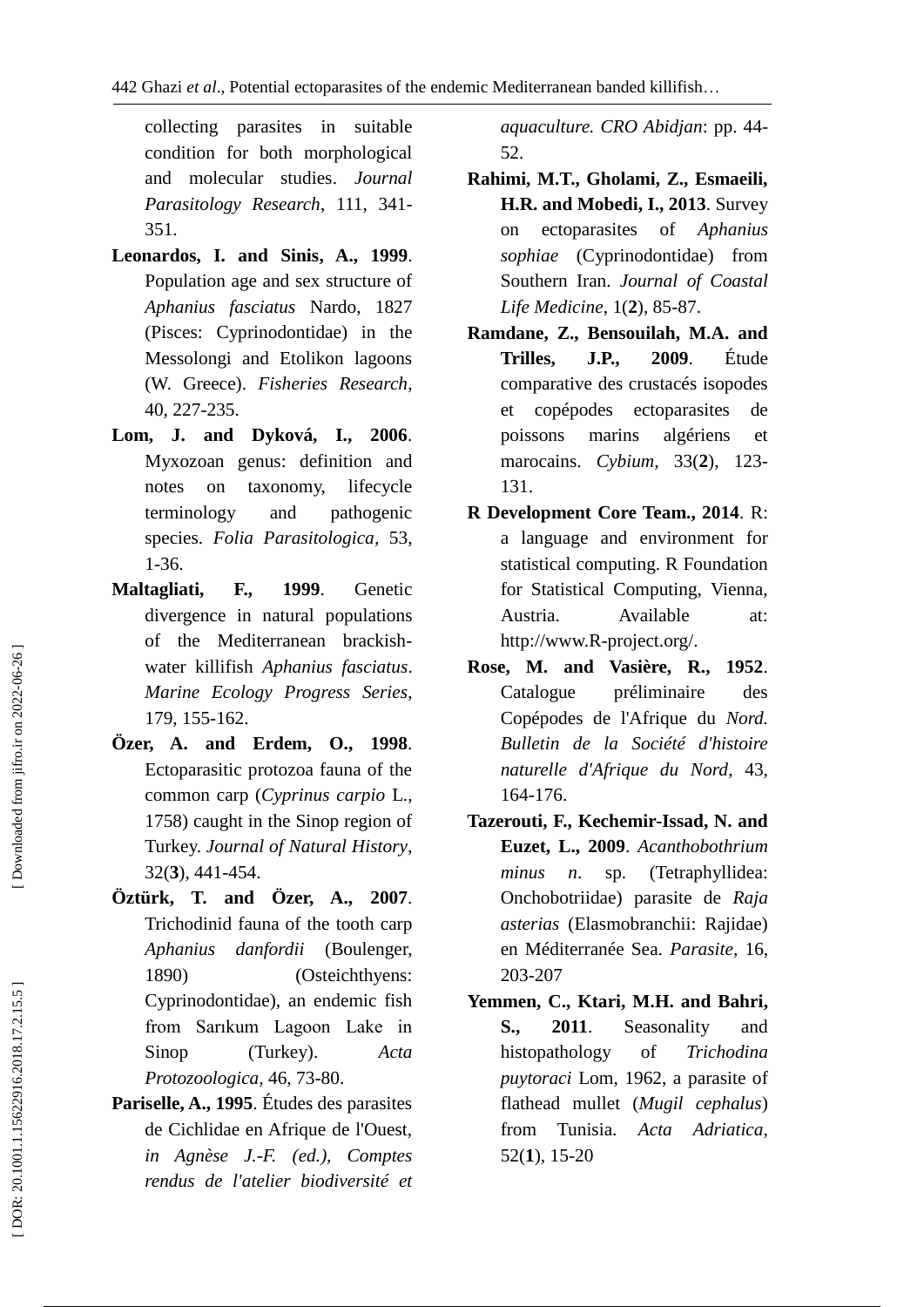collecting parasites in suitable condition for both morphological and molecular studies. *Journal Parasitology Research*, 111, 341-351.

**Leonardos, I. and Sinis, A., 1999**. Population age and sex structure of *Aphanius fasciatus* Nardo, 1827 (Pisces: Cyprinodontidae) in the Messolongi and Etolikon lagoons (W. Greece). *Fisheries Research,* 40, 227-235.

**Lom, J. and Dyková, I., 2006**. Myxozoan genus: definition and notes on taxonomy, lifecycle terminology and pathogenic species. *Folia Parasitologica,* 53, 1-36.

**Maltagliati, F., 1999**. Genetic divergence in natural populations of the Mediterranean brackish-water killifish *Aphanius fasciatus*. *Marine Ecology Progress Series*, 179, 155-162.

**Özer, A. and Erdem, O., 1998**. Ectoparasitic protozoa fauna of the common carp (*Cyprinus carpio* L., 1758) caught in the Sinop region of Turkey. *Journal of Natural History*, 32(**3**), 441-454.

**Öztürk, T. and Özer, A., 2007**. Trichodinid fauna of the tooth carp *Aphanius danfordii* (Boulenger, 1890) (Osteichthyens: Cyprinodontidae), an endemic fish from Sarıkum Lagoon Lake in Sinop (Turkey). *Acta Protozoologica*, 46, 73-80.

**Pariselle, A., 1995**. Études des parasites de Cichlidae en Afrique de l'Ouest, *in Agnèse J.-F. (ed.), Comptes rendus de l'atelier biodiversité et aquaculture. CRO Abidjan*: pp. 44-52.

**Rahimi, M.T., Gholami, Z., Esmaeili, H.R. and Mobedi, I., 2013**. Survey on ectoparasites of *Aphanius sophiae* (Cyprinodontidae) from Southern Iran. *Journal of Coastal Life Medicine*, 1(**2**), 85-87.

**Ramdane, Z., Bensouilah, M.A. and Trilles, J.P., 2009**. Étude comparative des crustacés isopodes et copépodes ectoparasites de poissons marins algériens et marocains. *Cybium,* 33(**2**), 123-131.

**R Development Core Team., 2014**. R: a language and environment for statistical computing. R Foundation for Statistical Computing, Vienna, Austria. Available at: http://www.R-project.org/.

**Rose, M. and Vasière, R., 1952**. Catalogue préliminaire des Copépodes de l'Afrique du *Nord. Bulletin de la Société d'histoire naturelle d'Afrique du Nord*, 43, 164-176.

**Tazerouti, F., Kechemir-Issad, N. and Euzet, L., 2009**. *Acanthobothrium minus n*. sp. (Tetraphyllidea: Onchobotriidae) parasite de *Raja asterias* (Elasmobranchii: Rajidae) en Méditerranée Sea. *Parasite,* 16, 203-207

**Yemmen, C., Ktari, M.H. and Bahri, S., 2011**. Seasonality and histopathology of *Trichodina puytoraci* Lom, 1962, a parasite of flathead mullet (*Mugil cephalus*) from Tunisia. *Acta Adriatica*, 52(**1**), 15-20